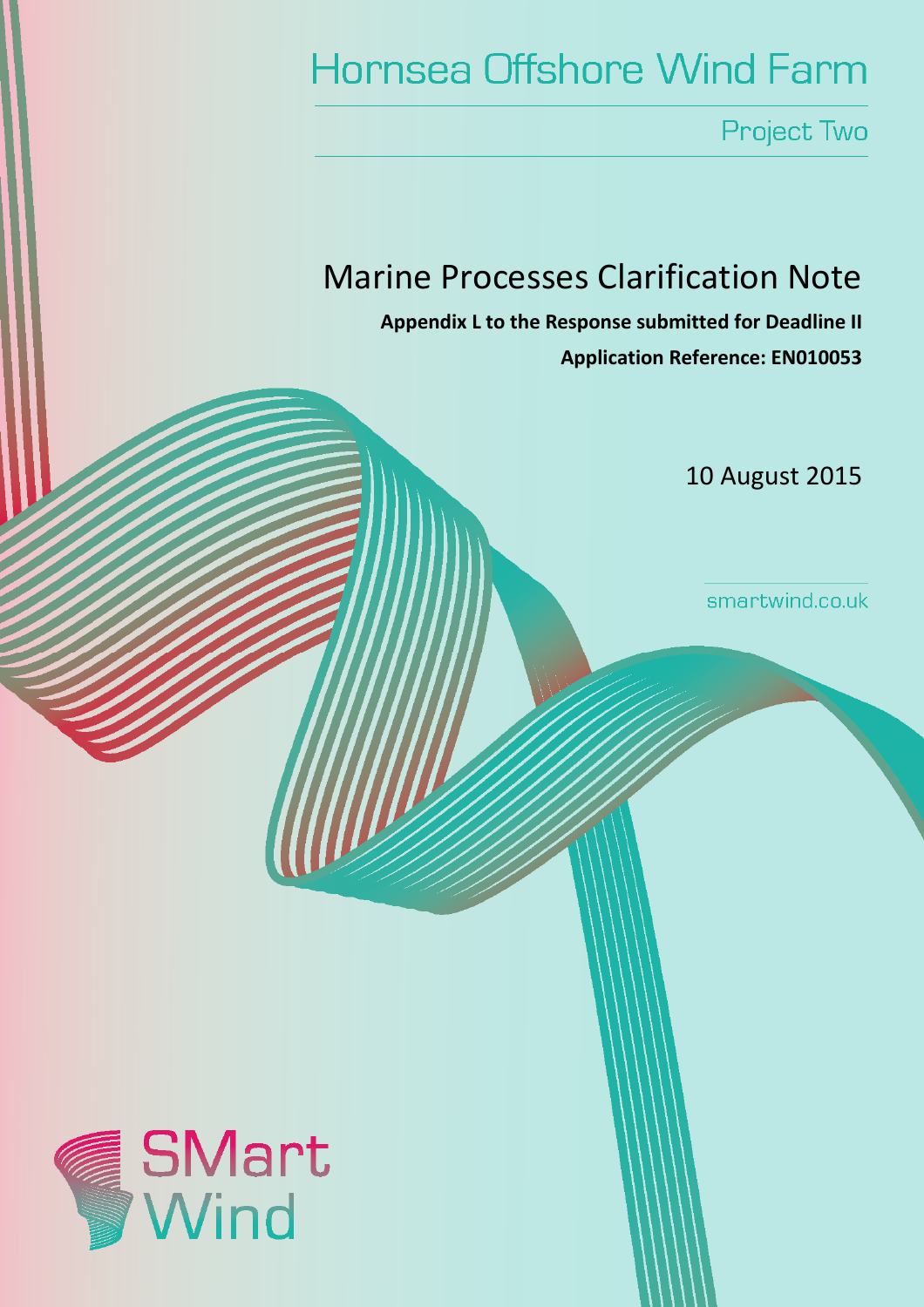# Hornsea Offshore Wind Farm

Project Two

## Marine Processes Clarification Note

**Appendix L to the Response submitted for Deadline II**

**Application Reference: EN010053**

10 August 2015

smartwind.co.uk

SMart Wind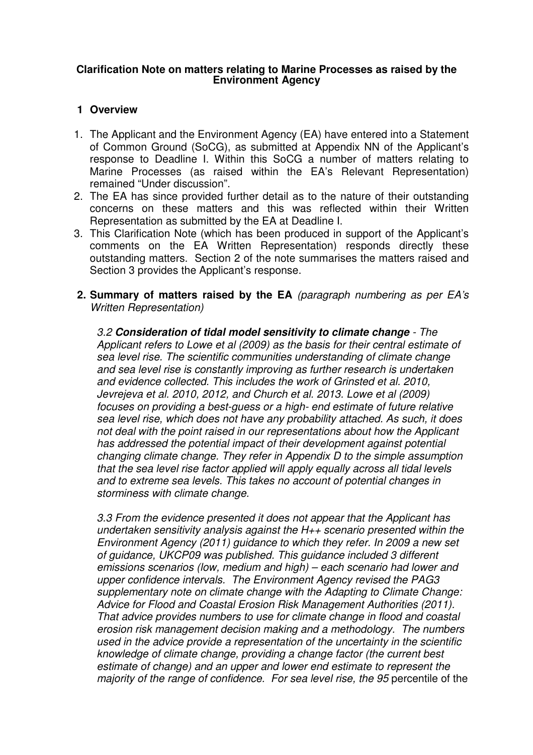**Clarification Note on matters relating to Marine Processes as raised by the Environment Agency**

## 1 Overview

1. The Applicant and the Environment Agency (EA) have entered into a Statement of Common Ground (SoCG), as submitted at Appendix NN of the Applicant's response to Deadline I. Within this SoCG a number of matters relating to Marine Processes (as raised within the EA's Relevant Representation) remained "Under discussion".
2. The EA has since provided further detail as to the nature of their outstanding concerns on these matters and this was reflected within their Written Representation as submitted by the EA at Deadline I.
3. This Clarification Note (which has been produced in support of the Applicant's comments on the EA Written Representation) responds directly these outstanding matters. Section 2 of the note summarises the matters raised and Section 3 provides the Applicant's response.

## 2. Summary of matters raised by the EA *(paragraph numbering as per EA's Written Representation)*

*3.2* ***Consideration of tidal model sensitivity to climate change*** *- The Applicant refers to Lowe et al (2009) as the basis for their central estimate of sea level rise. The scientific communities understanding of climate change and sea level rise is constantly improving as further research is undertaken and evidence collected. This includes the work of Grinsted et al. 2010, Jevrejeva et al. 2010, 2012, and Church et al. 2013. Lowe et al (2009) focuses on providing a best-guess or a high- end estimate of future relative sea level rise, which does not have any probability attached. As such, it does not deal with the point raised in our representations about how the Applicant has addressed the potential impact of their development against potential changing climate change. They refer in Appendix D to the simple assumption that the sea level rise factor applied will apply equally across all tidal levels and to extreme sea levels. This takes no account of potential changes in storminess with climate change.*

*3.3 From the evidence presented it does not appear that the Applicant has undertaken sensitivity analysis against the H++ scenario presented within the Environment Agency (2011) guidance to which they refer. In 2009 a new set of guidance, UKCP09 was published. This guidance included 3 different emissions scenarios (low, medium and high) – each scenario had lower and upper confidence intervals. The Environment Agency revised the PAG3 supplementary note on climate change with the Adapting to Climate Change: Advice for Flood and Coastal Erosion Risk Management Authorities (2011). That advice provides numbers to use for climate change in flood and coastal erosion risk management decision making and a methodology. The numbers used in the advice provide a representation of the uncertainty in the scientific knowledge of climate change, providing a change factor (the current best estimate of change) and an upper and lower end estimate to represent the majority of the range of confidence. For sea level rise, the 95* percentile of the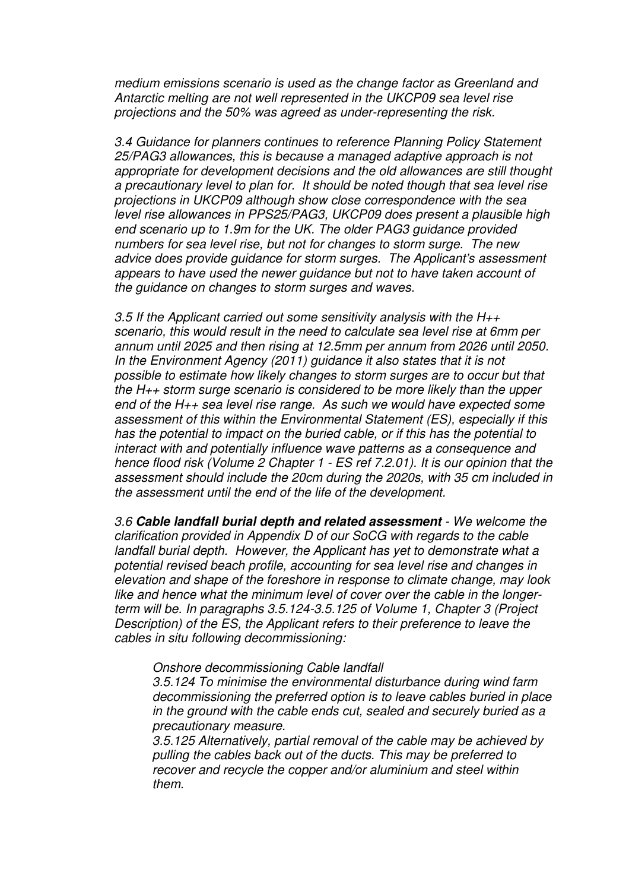*medium emissions scenario is used as the change factor as Greenland and Antarctic melting are not well represented in the UKCP09 sea level rise projections and the 50% was agreed as under-representing the risk.*

*3.4 Guidance for planners continues to reference Planning Policy Statement 25/PAG3 allowances, this is because a managed adaptive approach is not appropriate for development decisions and the old allowances are still thought a precautionary level to plan for. It should be noted though that sea level rise projections in UKCP09 although show close correspondence with the sea level rise allowances in PPS25/PAG3, UKCP09 does present a plausible high end scenario up to 1.9m for the UK. The older PAG3 guidance provided numbers for sea level rise, but not for changes to storm surge. The new advice does provide guidance for storm surges. The Applicant's assessment appears to have used the newer guidance but not to have taken account of the guidance on changes to storm surges and waves.*

*3.5 If the Applicant carried out some sensitivity analysis with the H++ scenario, this would result in the need to calculate sea level rise at 6mm per annum until 2025 and then rising at 12.5mm per annum from 2026 until 2050. In the Environment Agency (2011) guidance it also states that it is not possible to estimate how likely changes to storm surges are to occur but that the H++ storm surge scenario is considered to be more likely than the upper end of the H++ sea level rise range. As such we would have expected some assessment of this within the Environmental Statement (ES), especially if this has the potential to impact on the buried cable, or if this has the potential to interact with and potentially influence wave patterns as a consequence and hence flood risk (Volume 2 Chapter 1 - ES ref 7.2.01). It is our opinion that the assessment should include the 20cm during the 2020s, with 35 cm included in the assessment until the end of the life of the development.*

*3.6* ***Cable landfall burial depth and related assessment*** *- We welcome the clarification provided in Appendix D of our SoCG with regards to the cable landfall burial depth. However, the Applicant has yet to demonstrate what a potential revised beach profile, accounting for sea level rise and changes in elevation and shape of the foreshore in response to climate change, may look like and hence what the minimum level of cover over the cable in the longer-term will be. In paragraphs 3.5.124-3.5.125 of Volume 1, Chapter 3 (Project Description) of the ES, the Applicant refers to their preference to leave the cables in situ following decommissioning:*

> *Onshore decommissioning Cable landfall*
>
> *3.5.124 To minimise the environmental disturbance during wind farm decommissioning the preferred option is to leave cables buried in place in the ground with the cable ends cut, sealed and securely buried as a precautionary measure.*
>
> *3.5.125 Alternatively, partial removal of the cable may be achieved by pulling the cables back out of the ducts. This may be preferred to recover and recycle the copper and/or aluminium and steel within them.*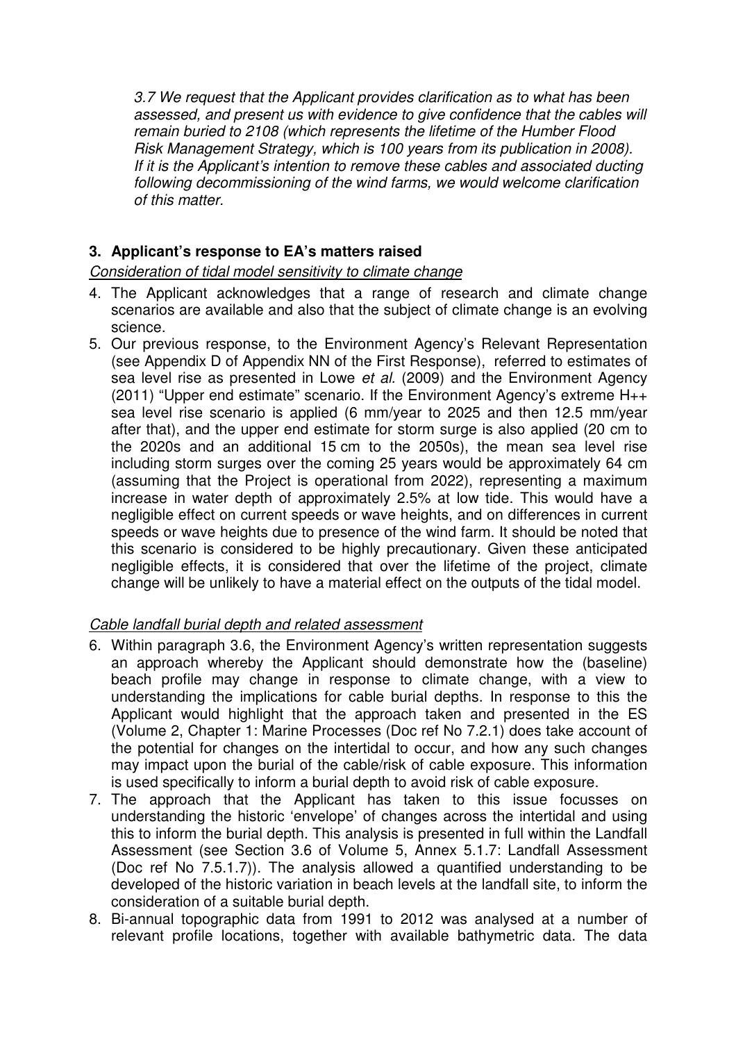*3.7 We request that the Applicant provides clarification as to what has been assessed, and present us with evidence to give confidence that the cables will remain buried to 2108 (which represents the lifetime of the Humber Flood Risk Management Strategy, which is 100 years from its publication in 2008). If it is the Applicant's intention to remove these cables and associated ducting following decommissioning of the wind farms, we would welcome clarification of this matter.*

## 3. Applicant's response to EA's matters raised

*Consideration of tidal model sensitivity to climate change*

4. The Applicant acknowledges that a range of research and climate change scenarios are available and also that the subject of climate change is an evolving science.
5. Our previous response, to the Environment Agency's Relevant Representation (see Appendix D of Appendix NN of the First Response), referred to estimates of sea level rise as presented in Lowe *et al.* (2009) and the Environment Agency (2011) "Upper end estimate" scenario. If the Environment Agency's extreme H++ sea level rise scenario is applied (6 mm/year to 2025 and then 12.5 mm/year after that), and the upper end estimate for storm surge is also applied (20 cm to the 2020s and an additional 15 cm to the 2050s), the mean sea level rise including storm surges over the coming 25 years would be approximately 64 cm (assuming that the Project is operational from 2022), representing a maximum increase in water depth of approximately 2.5% at low tide. This would have a negligible effect on current speeds or wave heights, and on differences in current speeds or wave heights due to presence of the wind farm. It should be noted that this scenario is considered to be highly precautionary. Given these anticipated negligible effects, it is considered that over the lifetime of the project, climate change will be unlikely to have a material effect on the outputs of the tidal model.

*Cable landfall burial depth and related assessment*

6. Within paragraph 3.6, the Environment Agency's written representation suggests an approach whereby the Applicant should demonstrate how the (baseline) beach profile may change in response to climate change, with a view to understanding the implications for cable burial depths. In response to this the Applicant would highlight that the approach taken and presented in the ES (Volume 2, Chapter 1: Marine Processes (Doc ref No 7.2.1) does take account of the potential for changes on the intertidal to occur, and how any such changes may impact upon the burial of the cable/risk of cable exposure. This information is used specifically to inform a burial depth to avoid risk of cable exposure.
7. The approach that the Applicant has taken to this issue focusses on understanding the historic 'envelope' of changes across the intertidal and using this to inform the burial depth. This analysis is presented in full within the Landfall Assessment (see Section 3.6 of Volume 5, Annex 5.1.7: Landfall Assessment (Doc ref No 7.5.1.7)). The analysis allowed a quantified understanding to be developed of the historic variation in beach levels at the landfall site, to inform the consideration of a suitable burial depth.
8. Bi-annual topographic data from 1991 to 2012 was analysed at a number of relevant profile locations, together with available bathymetric data. The data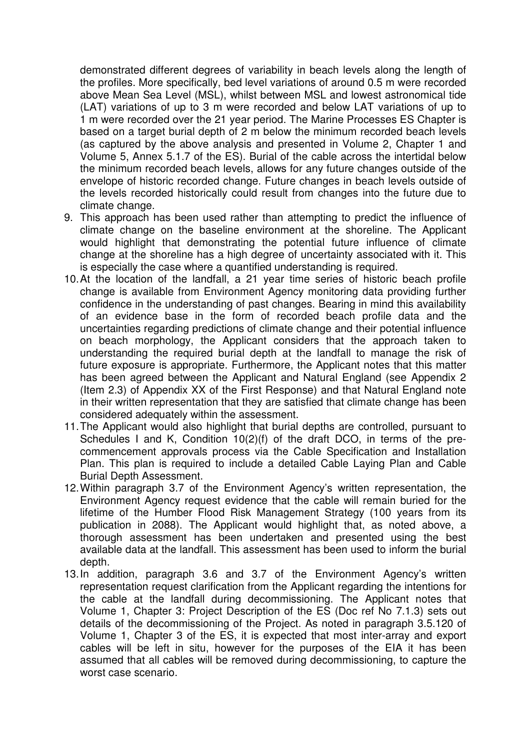demonstrated different degrees of variability in beach levels along the length of the profiles. More specifically, bed level variations of around 0.5 m were recorded above Mean Sea Level (MSL), whilst between MSL and lowest astronomical tide (LAT) variations of up to 3 m were recorded and below LAT variations of up to 1 m were recorded over the 21 year period. The Marine Processes ES Chapter is based on a target burial depth of 2 m below the minimum recorded beach levels (as captured by the above analysis and presented in Volume 2, Chapter 1 and Volume 5, Annex 5.1.7 of the ES). Burial of the cable across the intertidal below the minimum recorded beach levels, allows for any future changes outside of the envelope of historic recorded change. Future changes in beach levels outside of the levels recorded historically could result from changes into the future due to climate change.

9. This approach has been used rather than attempting to predict the influence of climate change on the baseline environment at the shoreline. The Applicant would highlight that demonstrating the potential future influence of climate change at the shoreline has a high degree of uncertainty associated with it. This is especially the case where a quantified understanding is required.
10. At the location of the landfall, a 21 year time series of historic beach profile change is available from Environment Agency monitoring data providing further confidence in the understanding of past changes. Bearing in mind this availability of an evidence base in the form of recorded beach profile data and the uncertainties regarding predictions of climate change and their potential influence on beach morphology, the Applicant considers that the approach taken to understanding the required burial depth at the landfall to manage the risk of future exposure is appropriate. Furthermore, the Applicant notes that this matter has been agreed between the Applicant and Natural England (see Appendix 2 (Item 2.3) of Appendix XX of the First Response) and that Natural England note in their written representation that they are satisfied that climate change has been considered adequately within the assessment.
11. The Applicant would also highlight that burial depths are controlled, pursuant to Schedules I and K, Condition 10(2)(f) of the draft DCO, in terms of the pre-commencement approvals process via the Cable Specification and Installation Plan. This plan is required to include a detailed Cable Laying Plan and Cable Burial Depth Assessment.
12. Within paragraph 3.7 of the Environment Agency's written representation, the Environment Agency request evidence that the cable will remain buried for the lifetime of the Humber Flood Risk Management Strategy (100 years from its publication in 2088). The Applicant would highlight that, as noted above, a thorough assessment has been undertaken and presented using the best available data at the landfall. This assessment has been used to inform the burial depth.
13. In addition, paragraph 3.6 and 3.7 of the Environment Agency's written representation request clarification from the Applicant regarding the intentions for the cable at the landfall during decommissioning. The Applicant notes that Volume 1, Chapter 3: Project Description of the ES (Doc ref No 7.1.3) sets out details of the decommissioning of the Project. As noted in paragraph 3.5.120 of Volume 1, Chapter 3 of the ES, it is expected that most inter-array and export cables will be left in situ, however for the purposes of the EIA it has been assumed that all cables will be removed during decommissioning, to capture the worst case scenario.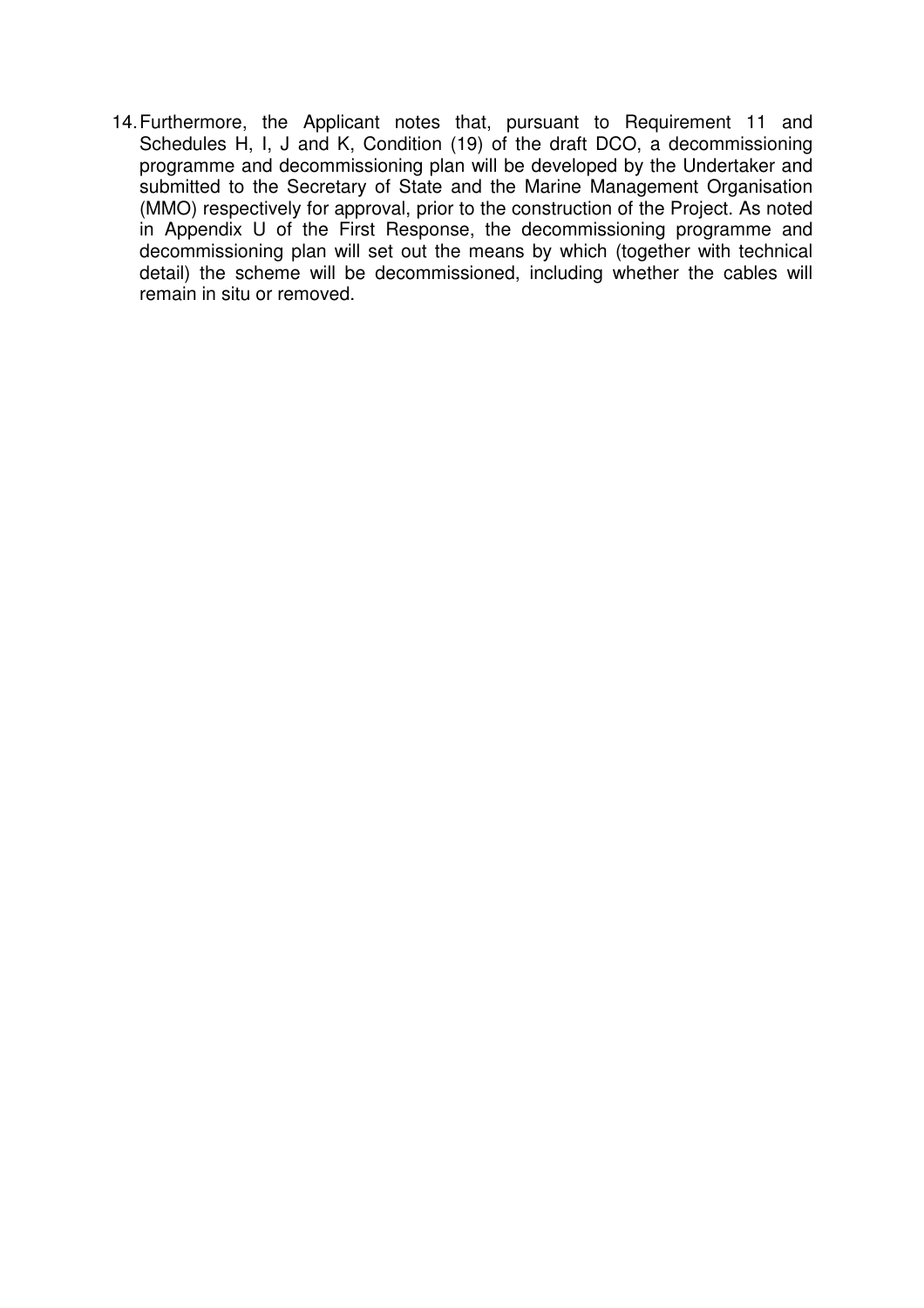14. Furthermore, the Applicant notes that, pursuant to Requirement 11 and Schedules H, I, J and K, Condition (19) of the draft DCO, a decommissioning programme and decommissioning plan will be developed by the Undertaker and submitted to the Secretary of State and the Marine Management Organisation (MMO) respectively for approval, prior to the construction of the Project. As noted in Appendix U of the First Response, the decommissioning programme and decommissioning plan will set out the means by which (together with technical detail) the scheme will be decommissioned, including whether the cables will remain in situ or removed.